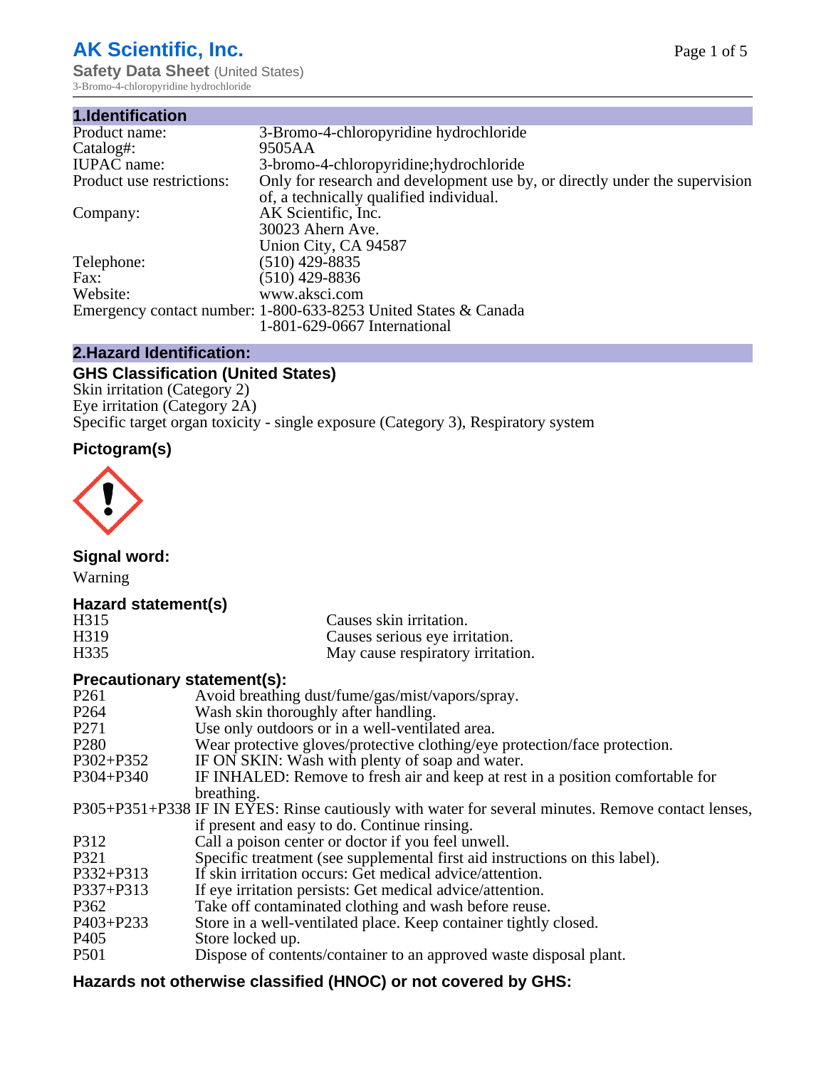# AK Scientific, Inc.

**Safety Data Sheet** (United States)
3-Bromo-4-chloropyridine hydrochloride

## 1.Identification

| | |
|---|---|
| Product name: | 3-Bromo-4-chloropyridine hydrochloride |
| Catalog#: | 9505AA |
| IUPAC name: | 3-bromo-4-chloropyridine;hydrochloride |
| Product use restrictions: | Only for research and development use by, or directly under the supervision of, a technically qualified individual. |
| Company: | AK Scientific, Inc.<br>30023 Ahern Ave.<br>Union City, CA 94587 |
| Telephone: | (510) 429-8835 |
| Fax: | (510) 429-8836 |
| Website: | www.aksci.com |
| Emergency contact number: | 1-800-633-8253 United States & Canada<br>1-801-629-0667 International |

## 2.Hazard Identification:

### GHS Classification (United States)

Skin irritation (Category 2)
Eye irritation (Category 2A)
Specific target organ toxicity - single exposure (Category 3), Respiratory system

### Pictogram(s)

### Signal word:

Warning

### Hazard statement(s)

| | |
|---|---|
| H315 | Causes skin irritation. |
| H319 | Causes serious eye irritation. |
| H335 | May cause respiratory irritation. |

### Precautionary statement(s):

| | |
|---|---|
| P261 | Avoid breathing dust/fume/gas/mist/vapors/spray. |
| P264 | Wash skin thoroughly after handling. |
| P271 | Use only outdoors or in a well-ventilated area. |
| P280 | Wear protective gloves/protective clothing/eye protection/face protection. |
| P302+P352 | IF ON SKIN: Wash with plenty of soap and water. |
| P304+P340 | IF INHALED: Remove to fresh air and keep at rest in a position comfortable for breathing. |
| P305+P351+P338 | IF IN EYES: Rinse cautiously with water for several minutes. Remove contact lenses, if present and easy to do. Continue rinsing. |
| P312 | Call a poison center or doctor if you feel unwell. |
| P321 | Specific treatment (see supplemental first aid instructions on this label). |
| P332+P313 | If skin irritation occurs: Get medical advice/attention. |
| P337+P313 | If eye irritation persists: Get medical advice/attention. |
| P362 | Take off contaminated clothing and wash before reuse. |
| P403+P233 | Store in a well-ventilated place. Keep container tightly closed. |
| P405 | Store locked up. |
| P501 | Dispose of contents/container to an approved waste disposal plant. |

### Hazards not otherwise classified (HNOC) or not covered by GHS: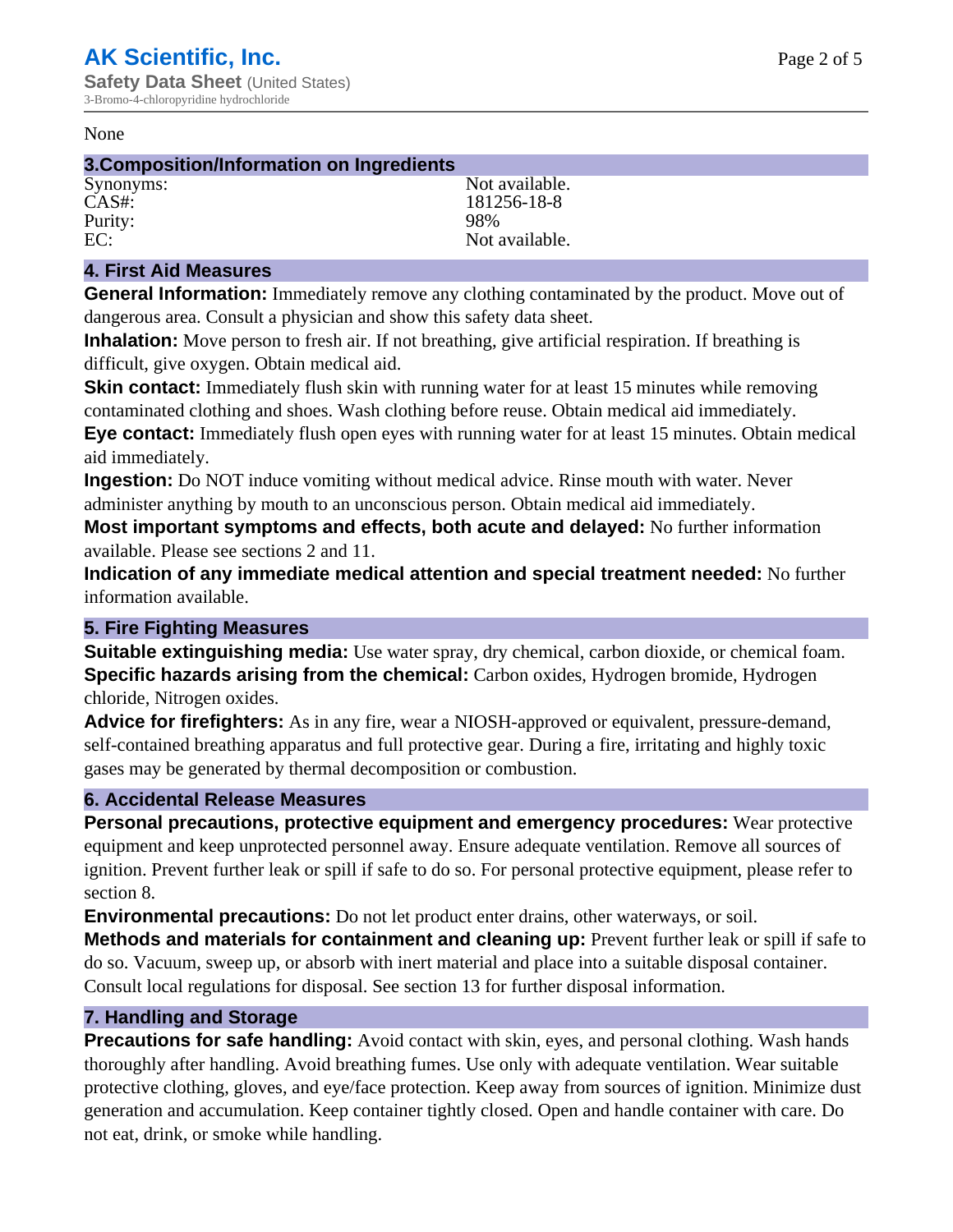None

## 3.Composition/Information on Ingredients

| | |
|---|---|
| Synonyms: | Not available. |
| CAS#: | 181256-18-8 |
| Purity: | 98% |
| EC: | Not available. |

## 4. First Aid Measures

**General Information:** Immediately remove any clothing contaminated by the product. Move out of dangerous area. Consult a physician and show this safety data sheet.

**Inhalation:** Move person to fresh air. If not breathing, give artificial respiration. If breathing is difficult, give oxygen. Obtain medical aid.

**Skin contact:** Immediately flush skin with running water for at least 15 minutes while removing contaminated clothing and shoes. Wash clothing before reuse. Obtain medical aid immediately.

**Eye contact:** Immediately flush open eyes with running water for at least 15 minutes. Obtain medical aid immediately.

**Ingestion:** Do NOT induce vomiting without medical advice. Rinse mouth with water. Never administer anything by mouth to an unconscious person. Obtain medical aid immediately.

**Most important symptoms and effects, both acute and delayed:** No further information available. Please see sections 2 and 11.

**Indication of any immediate medical attention and special treatment needed:** No further information available.

## 5. Fire Fighting Measures

**Suitable extinguishing media:** Use water spray, dry chemical, carbon dioxide, or chemical foam.

**Specific hazards arising from the chemical:** Carbon oxides, Hydrogen bromide, Hydrogen chloride, Nitrogen oxides.

**Advice for firefighters:** As in any fire, wear a NIOSH-approved or equivalent, pressure-demand, self-contained breathing apparatus and full protective gear. During a fire, irritating and highly toxic gases may be generated by thermal decomposition or combustion.

## 6. Accidental Release Measures

**Personal precautions, protective equipment and emergency procedures:** Wear protective equipment and keep unprotected personnel away. Ensure adequate ventilation. Remove all sources of ignition. Prevent further leak or spill if safe to do so. For personal protective equipment, please refer to section 8.

**Environmental precautions:** Do not let product enter drains, other waterways, or soil.

**Methods and materials for containment and cleaning up:** Prevent further leak or spill if safe to do so. Vacuum, sweep up, or absorb with inert material and place into a suitable disposal container. Consult local regulations for disposal. See section 13 for further disposal information.

## 7. Handling and Storage

**Precautions for safe handling:** Avoid contact with skin, eyes, and personal clothing. Wash hands thoroughly after handling. Avoid breathing fumes. Use only with adequate ventilation. Wear suitable protective clothing, gloves, and eye/face protection. Keep away from sources of ignition. Minimize dust generation and accumulation. Keep container tightly closed. Open and handle container with care. Do not eat, drink, or smoke while handling.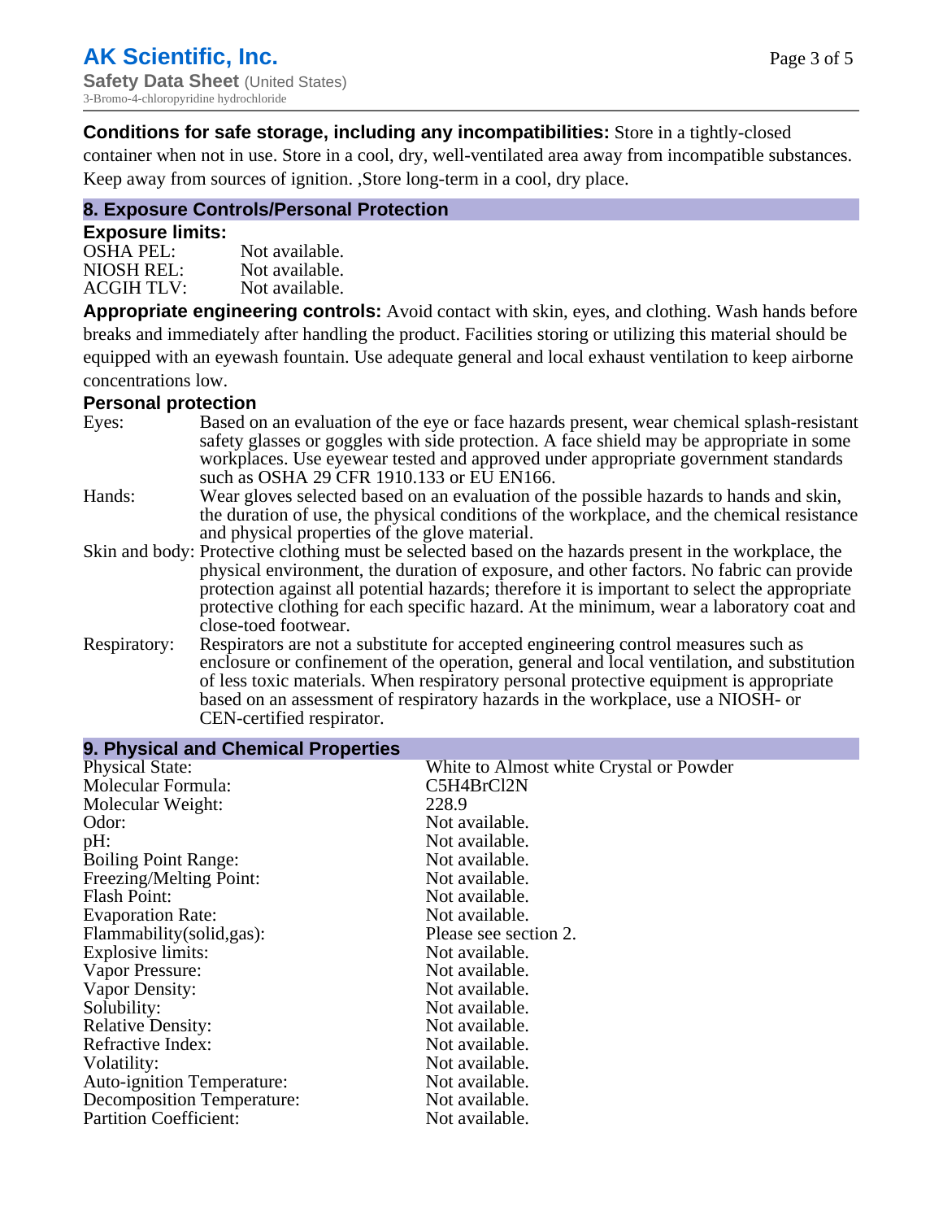**Conditions for safe storage, including any incompatibilities:** Store in a tightly-closed container when not in use. Store in a cool, dry, well-ventilated area away from incompatible substances. Keep away from sources of ignition. ,Store long-term in a cool, dry place.

## 8. Exposure Controls/Personal Protection

### Exposure limits:

| | |
|---|---|
| OSHA PEL: | Not available. |
| NIOSH REL: | Not available. |
| ACGIH TLV: | Not available. |

**Appropriate engineering controls:** Avoid contact with skin, eyes, and clothing. Wash hands before breaks and immediately after handling the product. Facilities storing or utilizing this material should be equipped with an eyewash fountain. Use adequate general and local exhaust ventilation to keep airborne concentrations low.

### Personal protection

| | |
|---|---|
| Eyes: | Based on an evaluation of the eye or face hazards present, wear chemical splash-resistant safety glasses or goggles with side protection. A face shield may be appropriate in some workplaces. Use eyewear tested and approved under appropriate government standards such as OSHA 29 CFR 1910.133 or EU EN166. |
| Hands: | Wear gloves selected based on an evaluation of the possible hazards to hands and skin, the duration of use, the physical conditions of the workplace, and the chemical resistance and physical properties of the glove material. |
| Skin and body: | Protective clothing must be selected based on the hazards present in the workplace, the physical environment, the duration of exposure, and other factors. No fabric can provide protection against all potential hazards; therefore it is important to select the appropriate protective clothing for each specific hazard. At the minimum, wear a laboratory coat and close-toed footwear. |
| Respiratory: | Respirators are not a substitute for accepted engineering control measures such as enclosure or confinement of the operation, general and local ventilation, and substitution of less toxic materials. When respiratory personal protective equipment is appropriate based on an assessment of respiratory hazards in the workplace, use a NIOSH- or CEN-certified respirator. |

## 9. Physical and Chemical Properties

| | |
|---|---|
| Physical State: | White to Almost white Crystal or Powder |
| Molecular Formula: | $C_5H_4BrCl_2N$ |
| Molecular Weight: | 228.9 |
| Odor: | Not available. |
| pH: | Not available. |
| Boiling Point Range: | Not available. |
| Freezing/Melting Point: | Not available. |
| Flash Point: | Not available. |
| Evaporation Rate: | Not available. |
| Flammability(solid,gas): | Please see section 2. |
| Explosive limits: | Not available. |
| Vapor Pressure: | Not available. |
| Vapor Density: | Not available. |
| Solubility: | Not available. |
| Relative Density: | Not available. |
| Refractive Index: | Not available. |
| Volatility: | Not available. |
| Auto-ignition Temperature: | Not available. |
| Decomposition Temperature: | Not available. |
| Partition Coefficient: | Not available. |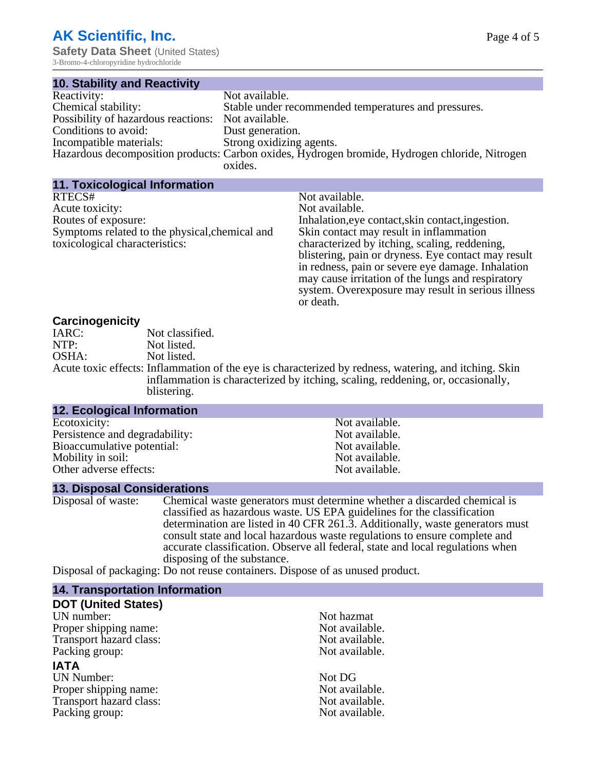## 10. Stability and Reactivity

| | |
|---|---|
| Reactivity: | Not available. |
| Chemical stability: | Stable under recommended temperatures and pressures. |
| Possibility of hazardous reactions: | Not available. |
| Conditions to avoid: | Dust generation. |
| Incompatible materials: | Strong oxidizing agents. |
| Hazardous decomposition products: | Carbon oxides, Hydrogen bromide, Hydrogen chloride, Nitrogen oxides. |

## 11. Toxicological Information

| | |
|---|---|
| RTECS# | Not available. |
| Acute toxicity: | Not available. |
| Routes of exposure: | Inhalation,eye contact,skin contact,ingestion. |
| Symptoms related to the physical,chemical and toxicological characteristics: | Skin contact may result in inflammation characterized by itching, scaling, reddening, blistering, pain or dryness. Eye contact may result in redness, pain or severe eye damage. Inhalation may cause irritation of the lungs and respiratory system. Overexposure may result in serious illness or death. |

### Carcinogenicity

| | |
|---|---|
| IARC: | Not classified. |
| NTP: | Not listed. |
| OSHA: | Not listed. |
| Acute toxic effects: | Inflammation of the eye is characterized by redness, watering, and itching. Skin inflammation is characterized by itching, scaling, reddening, or, occasionally, blistering. |

## 12. Ecological Information

| | |
|---|---|
| Ecotoxicity: | Not available. |
| Persistence and degradability: | Not available. |
| Bioaccumulative potential: | Not available. |
| Mobility in soil: | Not available. |
| Other adverse effects: | Not available. |

## 13. Disposal Considerations

| | |
|---|---|
| Disposal of waste: | Chemical waste generators must determine whether a discarded chemical is classified as hazardous waste. US EPA guidelines for the classification determination are listed in 40 CFR 261.3. Additionally, waste generators must consult state and local hazardous waste regulations to ensure complete and accurate classification. Observe all federal, state and local regulations when disposing of the substance. |
| Disposal of packaging: | Do not reuse containers. Dispose of as unused product. |

## 14. Transportation Information

### DOT (United States)

| | |
|---|---|
| UN number: | Not hazmat |
| Proper shipping name: | Not available. |
| Transport hazard class: | Not available. |
| Packing group: | Not available. |

### IATA

| | |
|---|---|
| UN Number: | Not DG |
| Proper shipping name: | Not available. |
| Transport hazard class: | Not available. |
| Packing group: | Not available. |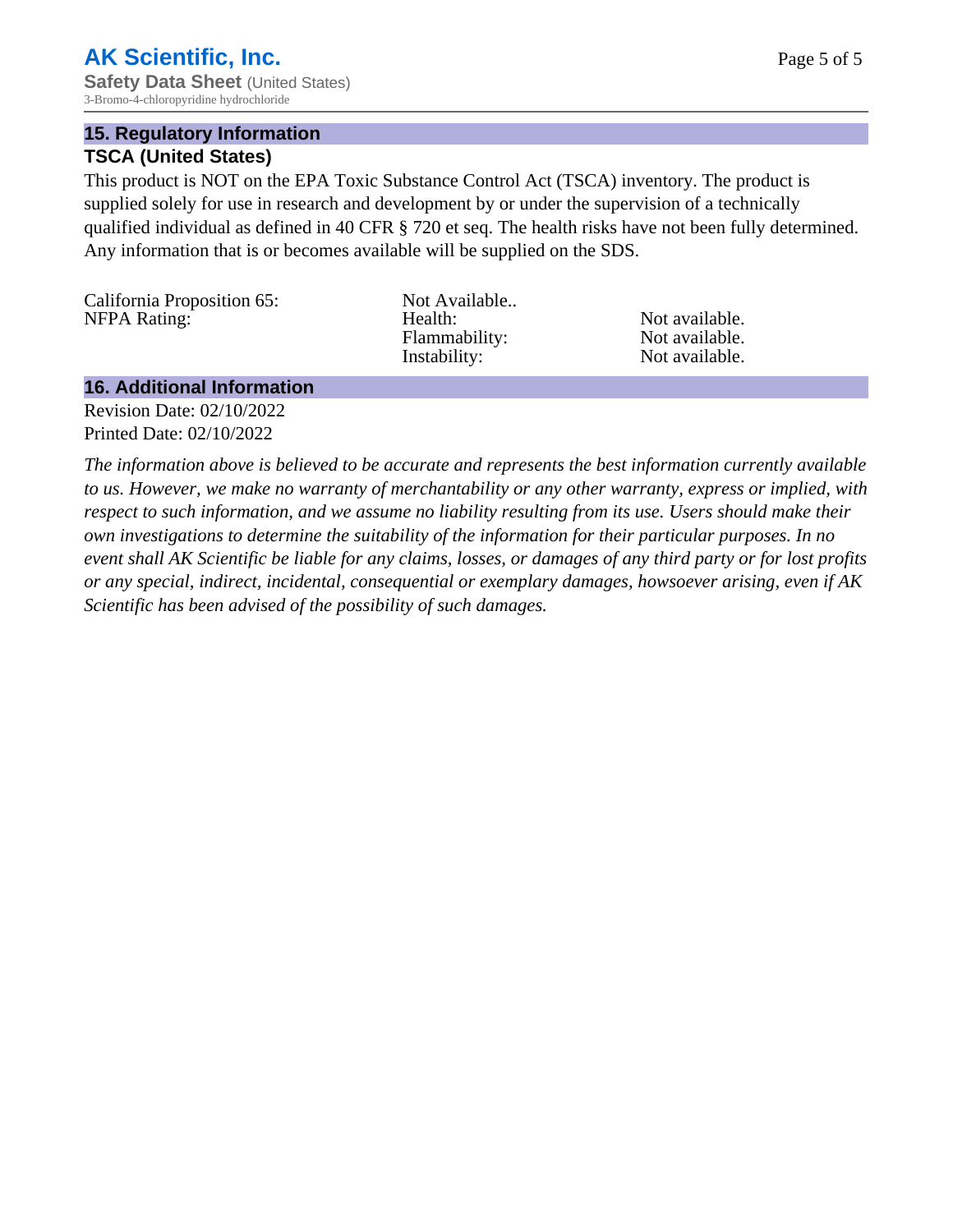## 15. Regulatory Information

### TSCA (United States)

This product is NOT on the EPA Toxic Substance Control Act (TSCA) inventory. The product is supplied solely for use in research and development by or under the supervision of a technically qualified individual as defined in 40 CFR § 720 et seq. The health risks have not been fully determined. Any information that is or becomes available will be supplied on the SDS.

| | | |
|---|---|---|
| California Proposition 65: | Not Available.. | |
| NFPA Rating: | Health: | Not available. |
| | Flammability: | Not available. |
| | Instability: | Not available. |

## 16. Additional Information

Revision Date: 02/10/2022
Printed Date: 02/10/2022

*The information above is believed to be accurate and represents the best information currently available to us. However, we make no warranty of merchantability or any other warranty, express or implied, with respect to such information, and we assume no liability resulting from its use. Users should make their own investigations to determine the suitability of the information for their particular purposes. In no event shall AK Scientific be liable for any claims, losses, or damages of any third party or for lost profits or any special, indirect, incidental, consequential or exemplary damages, howsoever arising, even if AK Scientific has been advised of the possibility of such damages.*